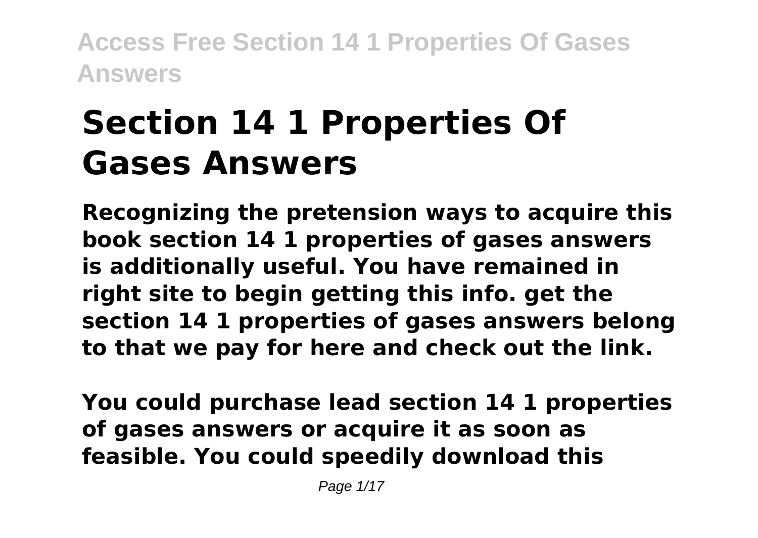# Section 14 1 Properties Of Gases Answers

**Recognizing the pretension ways to acquire this book section 14 1 properties of gases answers is additionally useful. You have remained in right site to begin getting this info. get the section 14 1 properties of gases answers belong to that we pay for here and check out the link.**

**You could purchase lead section 14 1 properties of gases answers or acquire it as soon as feasible. You could speedily download this**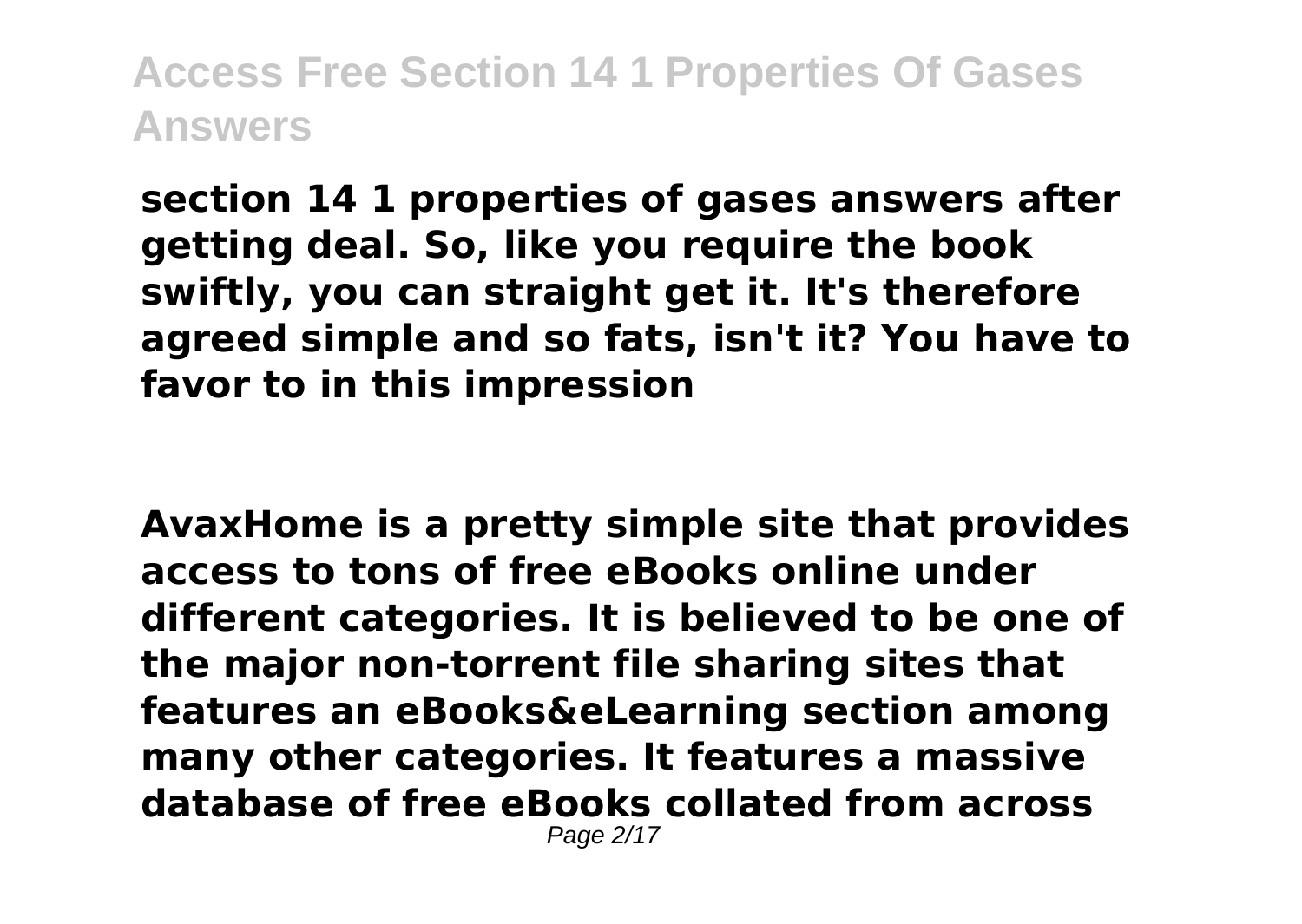**section 14 1 properties of gases answers after getting deal. So, like you require the book swiftly, you can straight get it. It's therefore agreed simple and so fats, isn't it? You have to favor to in this impression**

**AvaxHome is a pretty simple site that provides access to tons of free eBooks online under different categories. It is believed to be one of the major non-torrent file sharing sites that features an eBooks&eLearning section among many other categories. It features a massive database of free eBooks collated from across**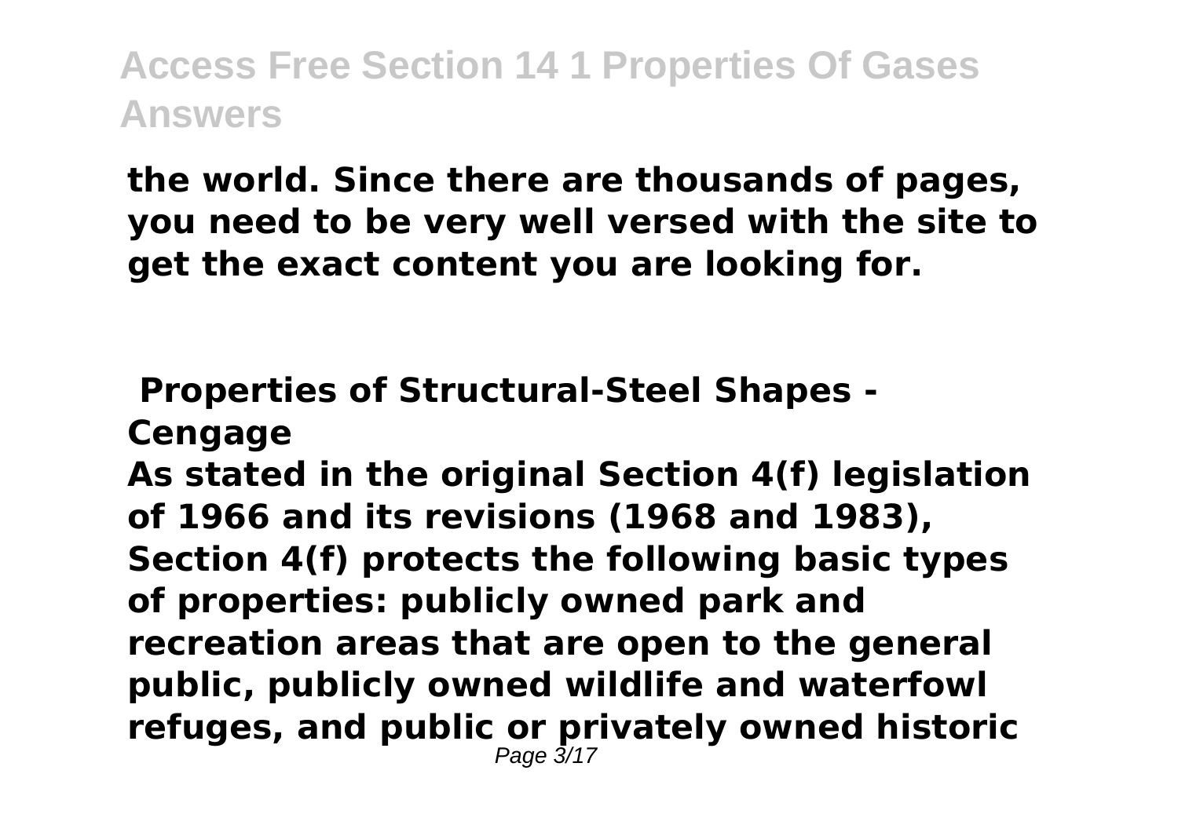**the world. Since there are thousands of pages, you need to be very well versed with the site to get the exact content you are looking for.**

## Properties of Structural-Steel Shapes - Cengage

**As stated in the original Section 4(f) legislation of 1966 and its revisions (1968 and 1983), Section 4(f) protects the following basic types of properties: publicly owned park and recreation areas that are open to the general public, publicly owned wildlife and waterfowl refuges, and public or privately owned historic**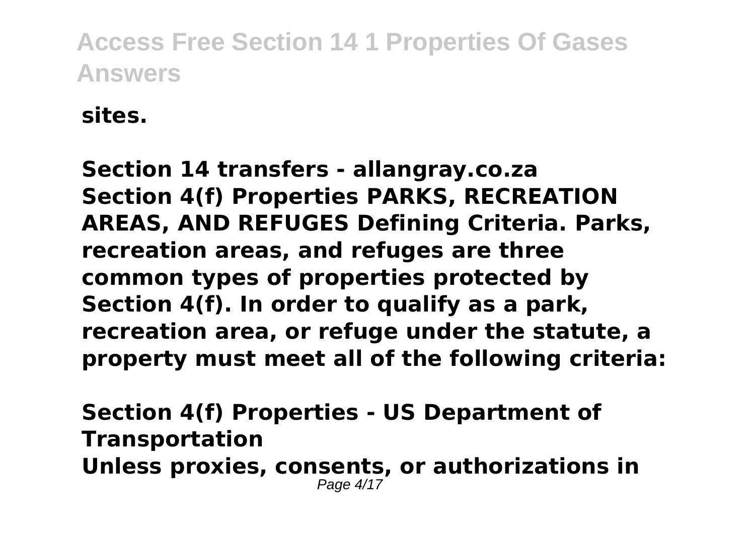**sites.**

**Section 14 transfers - allangray.co.za**
**Section 4(f) Properties PARKS, RECREATION AREAS, AND REFUGES Defining Criteria. Parks, recreation areas, and refuges are three common types of properties protected by Section 4(f). In order to qualify as a park, recreation area, or refuge under the statute, a property must meet all of the following criteria:**

**Section 4(f) Properties - US Department of Transportation**
**Unless proxies, consents, or authorizations in**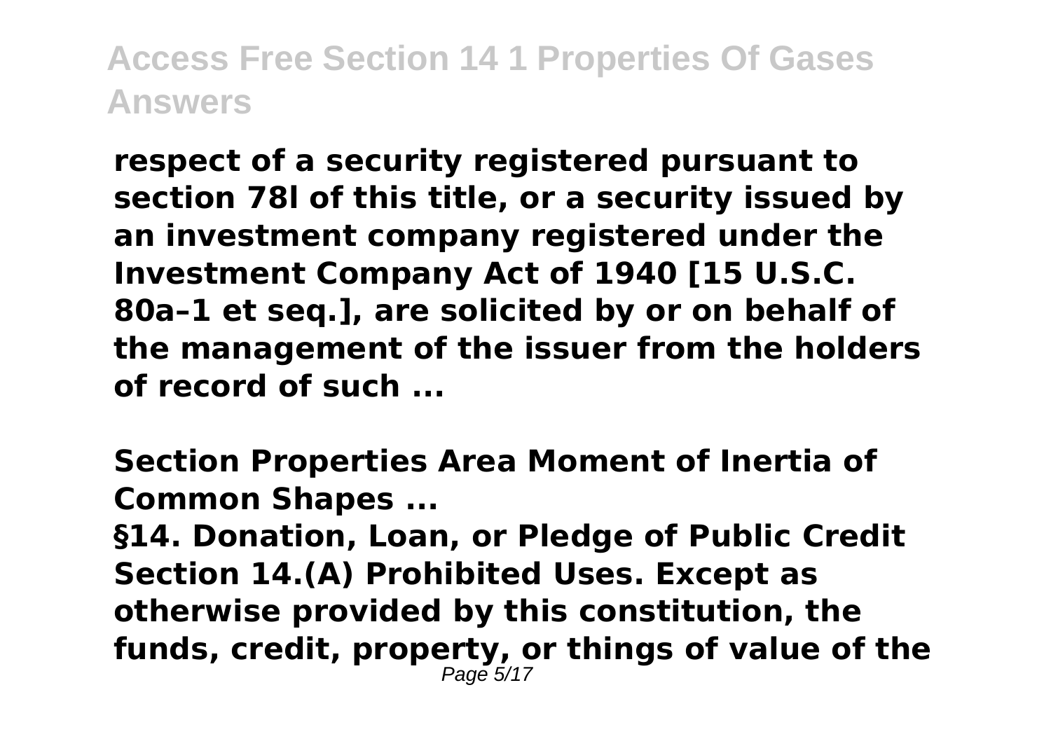**respect of a security registered pursuant to section 78l of this title, or a security issued by an investment company registered under the Investment Company Act of 1940 [15 U.S.C. 80a–1 et seq.], are solicited by or on behalf of the management of the issuer from the holders of record of such ...**

**Section Properties Area Moment of Inertia of Common Shapes ...**

**§14. Donation, Loan, or Pledge of Public Credit Section 14.(A) Prohibited Uses. Except as otherwise provided by this constitution, the funds, credit, property, or things of value of the**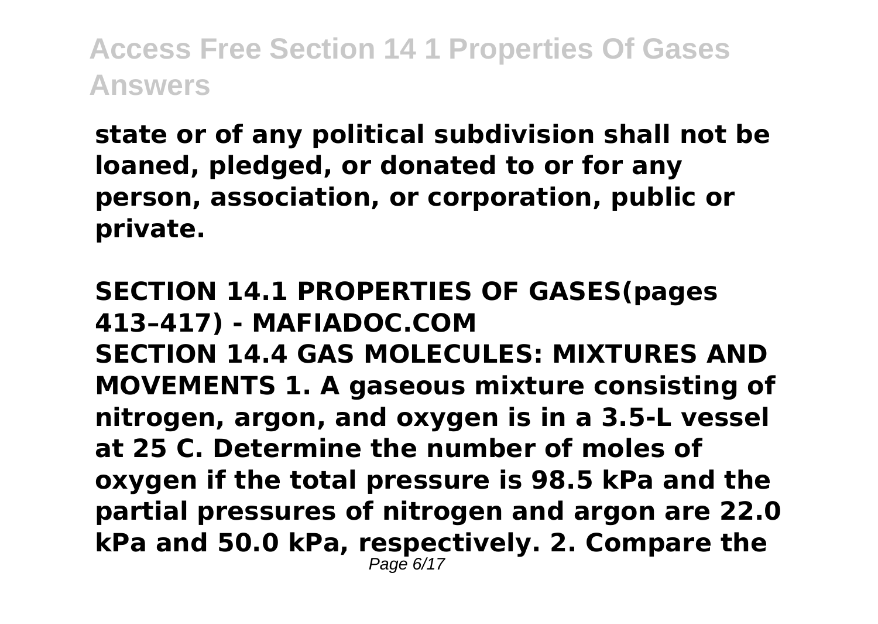**state or of any political subdivision shall not be loaned, pledged, or donated to or for any person, association, or corporation, public or private.**

**SECTION 14.1 PROPERTIES OF GASES(pages 413–417) - MAFIADOC.COM**

**SECTION 14.4 GAS MOLECULES: MIXTURES AND MOVEMENTS 1. A gaseous mixture consisting of nitrogen, argon, and oxygen is in a 3.5-L vessel at 25 C. Determine the number of moles of oxygen if the total pressure is 98.5 kPa and the partial pressures of nitrogen and argon are 22.0 kPa and 50.0 kPa, respectively. 2. Compare the**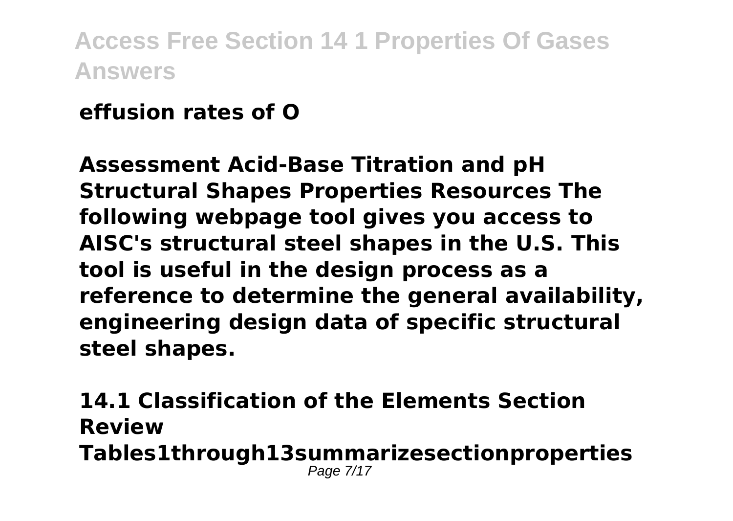**effusion rates of O**

**Assessment Acid-Base Titration and pH Structural Shapes Properties Resources The following webpage tool gives you access to AISC's structural steel shapes in the U.S. This tool is useful in the design process as a reference to determine the general availability, engineering design data of specific structural steel shapes.**

**14.1 Classification of the Elements Section Review Tables1through13summarizesectionproperties**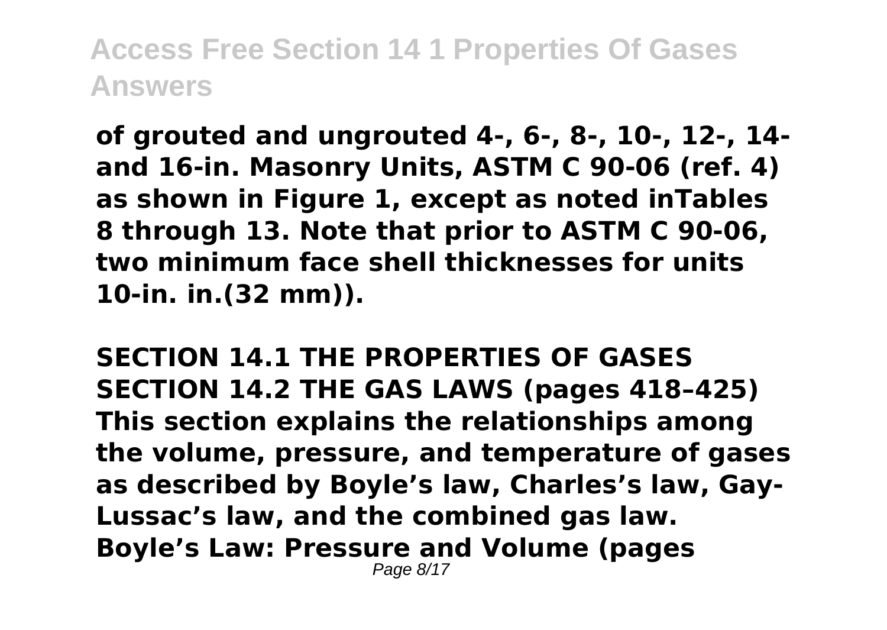of grouted and ungrouted 4-, 6-, 8-, 10-, 12-, 14- and 16-in. Masonry Units, ASTM C 90-06 (ref. 4) as shown in Figure 1, except as noted inTables 8 through 13. Note that prior to ASTM C 90-06, two minimum face shell thicknesses for units 10-in. in.(32 mm)).

**SECTION 14.1 THE PROPERTIES OF GASES SECTION 14.2 THE GAS LAWS (pages 418–425) This section explains the relationships among the volume, pressure, and temperature of gases as described by Boyle's law, Charles's law, Gay-Lussac's law, and the combined gas law. Boyle's Law: Pressure and Volume (pages**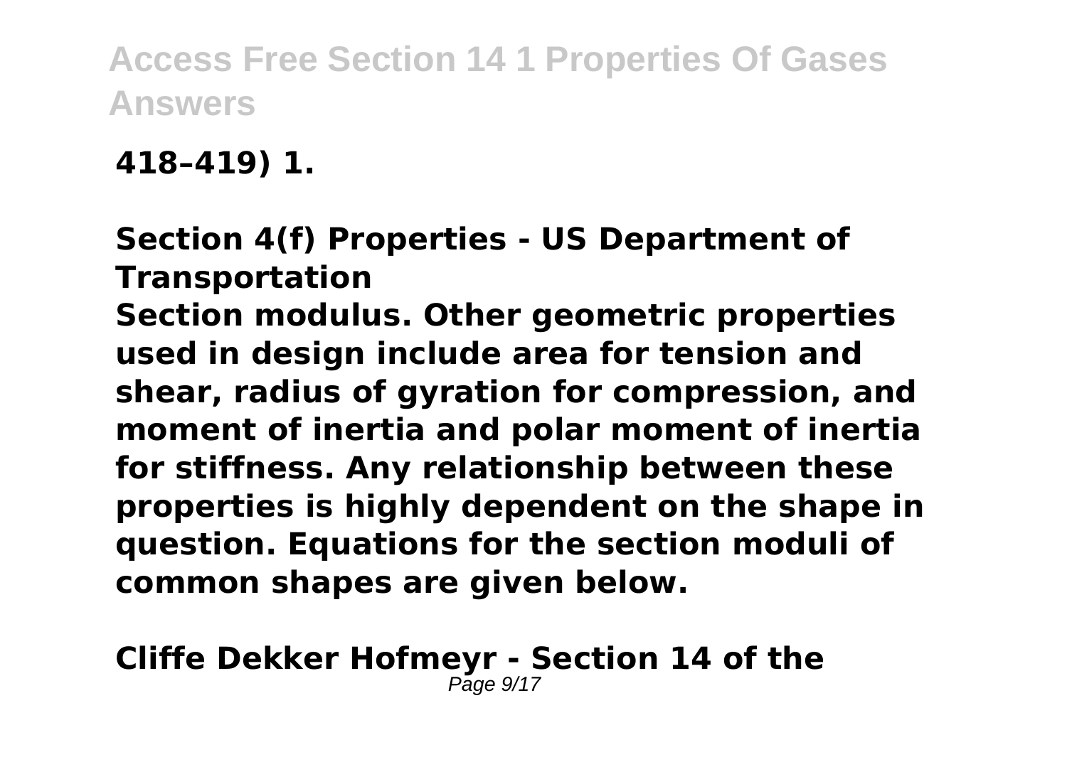**418–419) 1.**

**Section 4(f) Properties - US Department of Transportation**

**Section modulus. Other geometric properties used in design include area for tension and shear, radius of gyration for compression, and moment of inertia and polar moment of inertia for stiffness. Any relationship between these properties is highly dependent on the shape in question. Equations for the section moduli of common shapes are given below.**

**Cliffe Dekker Hofmeyr - Section 14 of the**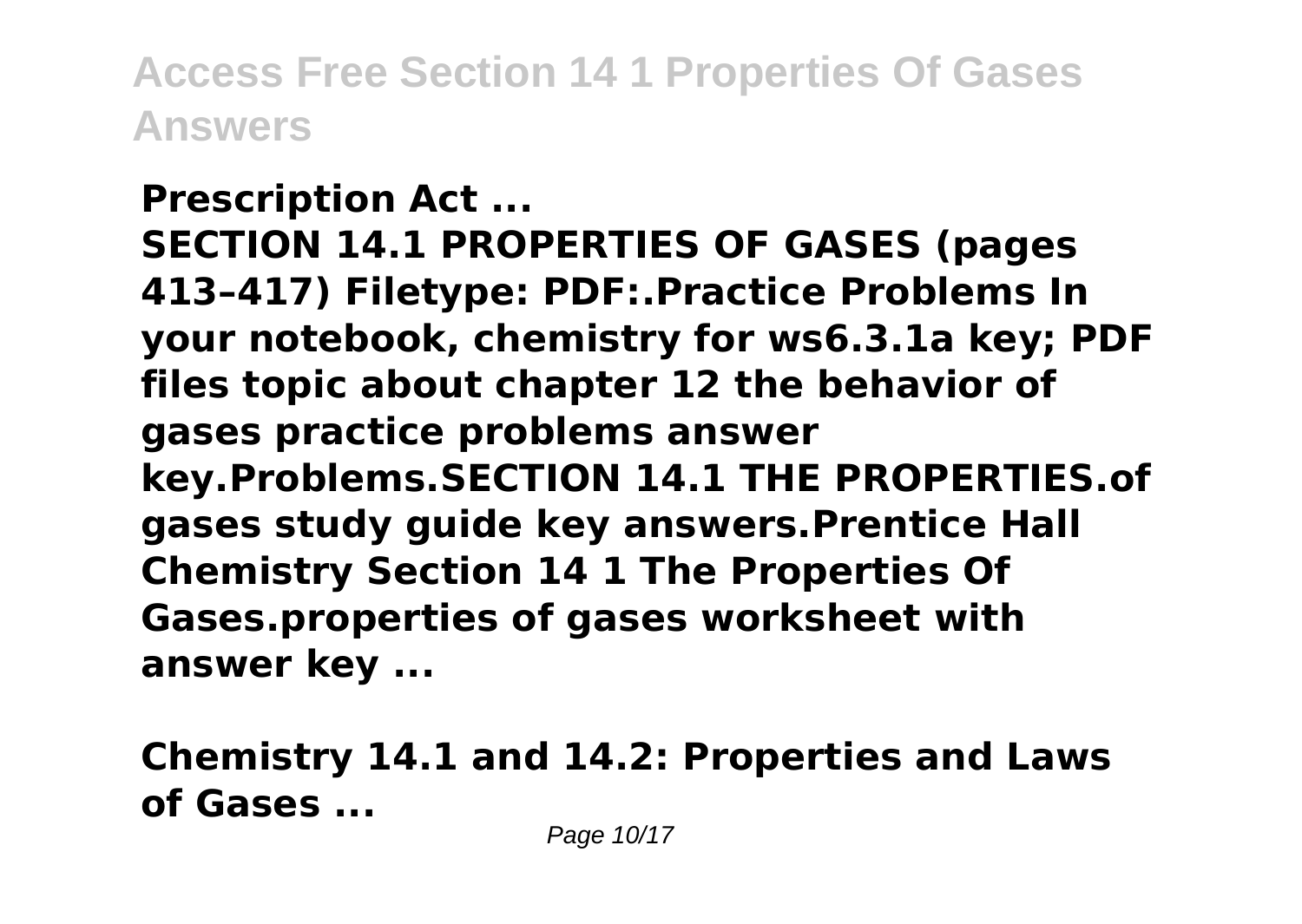**Prescription Act ...**
**SECTION 14.1 PROPERTIES OF GASES (pages 413–417) Filetype: PDF:.Practice Problems In your notebook, chemistry for ws6.3.1a key; PDF files topic about chapter 12 the behavior of gases practice problems answer key.Problems.SECTION 14.1 THE PROPERTIES.of gases study guide key answers.Prentice Hall Chemistry Section 14 1 The Properties Of Gases.properties of gases worksheet with answer key ...**

**Chemistry 14.1 and 14.2: Properties and Laws of Gases ...**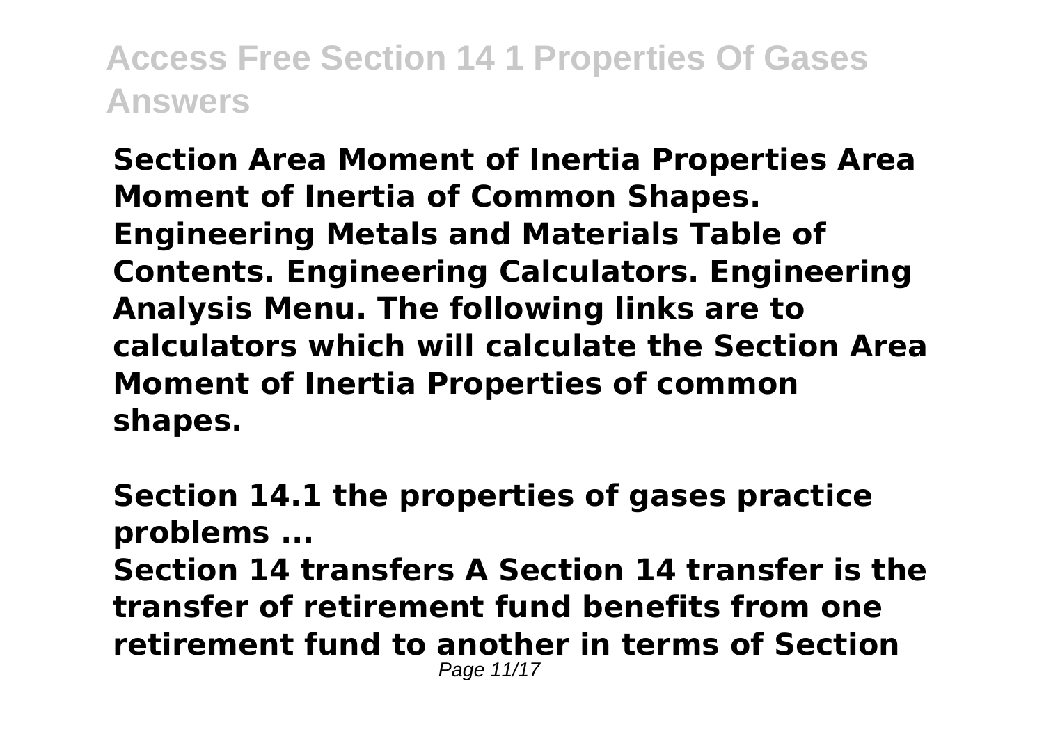**Section Area Moment of Inertia Properties Area Moment of Inertia of Common Shapes. Engineering Metals and Materials Table of Contents. Engineering Calculators. Engineering Analysis Menu. The following links are to calculators which will calculate the Section Area Moment of Inertia Properties of common shapes.**

**Section 14.1 the properties of gases practice problems ...**

**Section 14 transfers A Section 14 transfer is the transfer of retirement fund benefits from one retirement fund to another in terms of Section**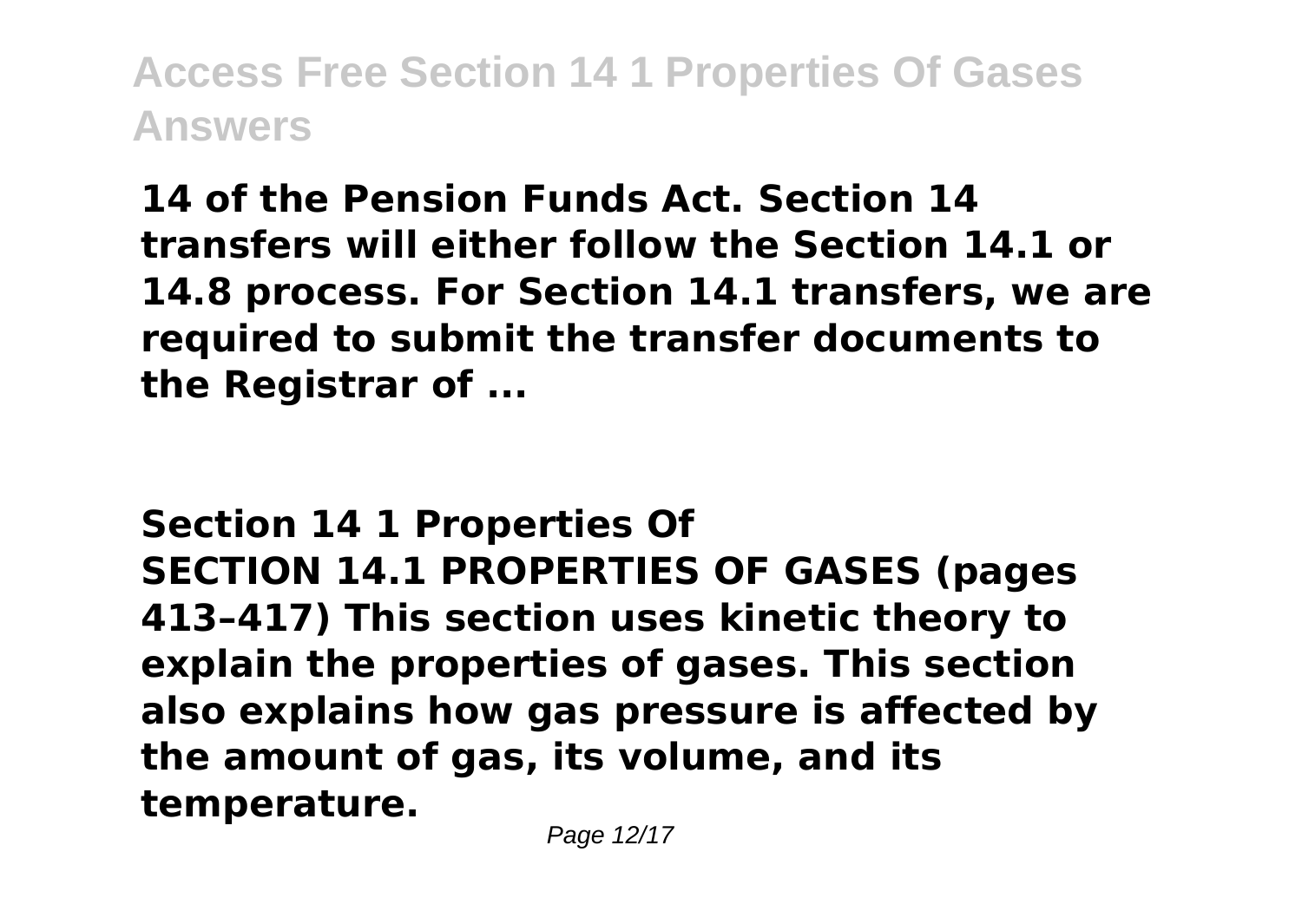**14 of the Pension Funds Act. Section 14 transfers will either follow the Section 14.1 or 14.8 process. For Section 14.1 transfers, we are required to submit the transfer documents to the Registrar of ...**

## Section 14 1 Properties Of

**SECTION 14.1 PROPERTIES OF GASES (pages 413–417) This section uses kinetic theory to explain the properties of gases. This section also explains how gas pressure is affected by the amount of gas, its volume, and its temperature.**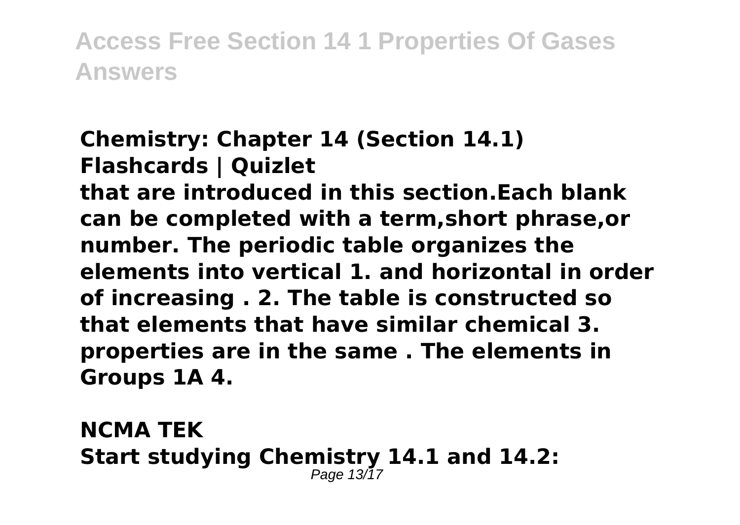**Chemistry: Chapter 14 (Section 14.1) Flashcards | Quizlet**

**that are introduced in this section.Each blank can be completed with a term,short phrase,or number. The periodic table organizes the elements into vertical 1. and horizontal in order of increasing . 2. The table is constructed so that elements that have similar chemical 3. properties are in the same . The elements in Groups 1A 4.**

**NCMA TEK**

**Start studying Chemistry 14.1 and 14.2:**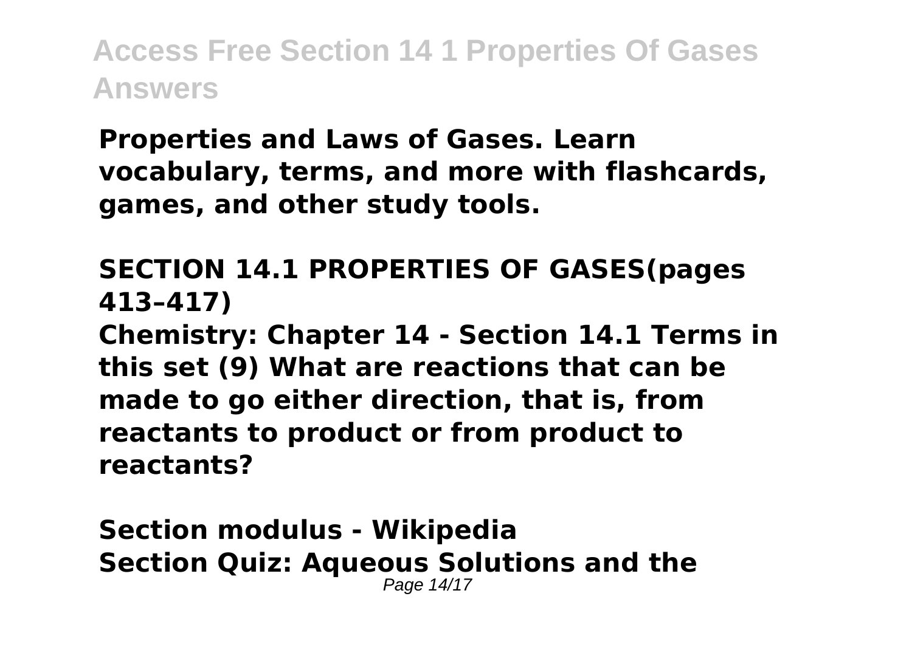**Properties and Laws of Gases. Learn vocabulary, terms, and more with flashcards, games, and other study tools.**

**SECTION 14.1 PROPERTIES OF GASES(pages 413–417)**

**Chemistry: Chapter 14 - Section 14.1 Terms in this set (9) What are reactions that can be made to go either direction, that is, from reactants to product or from product to reactants?**

**Section modulus - Wikipedia**

**Section Quiz: Aqueous Solutions and the**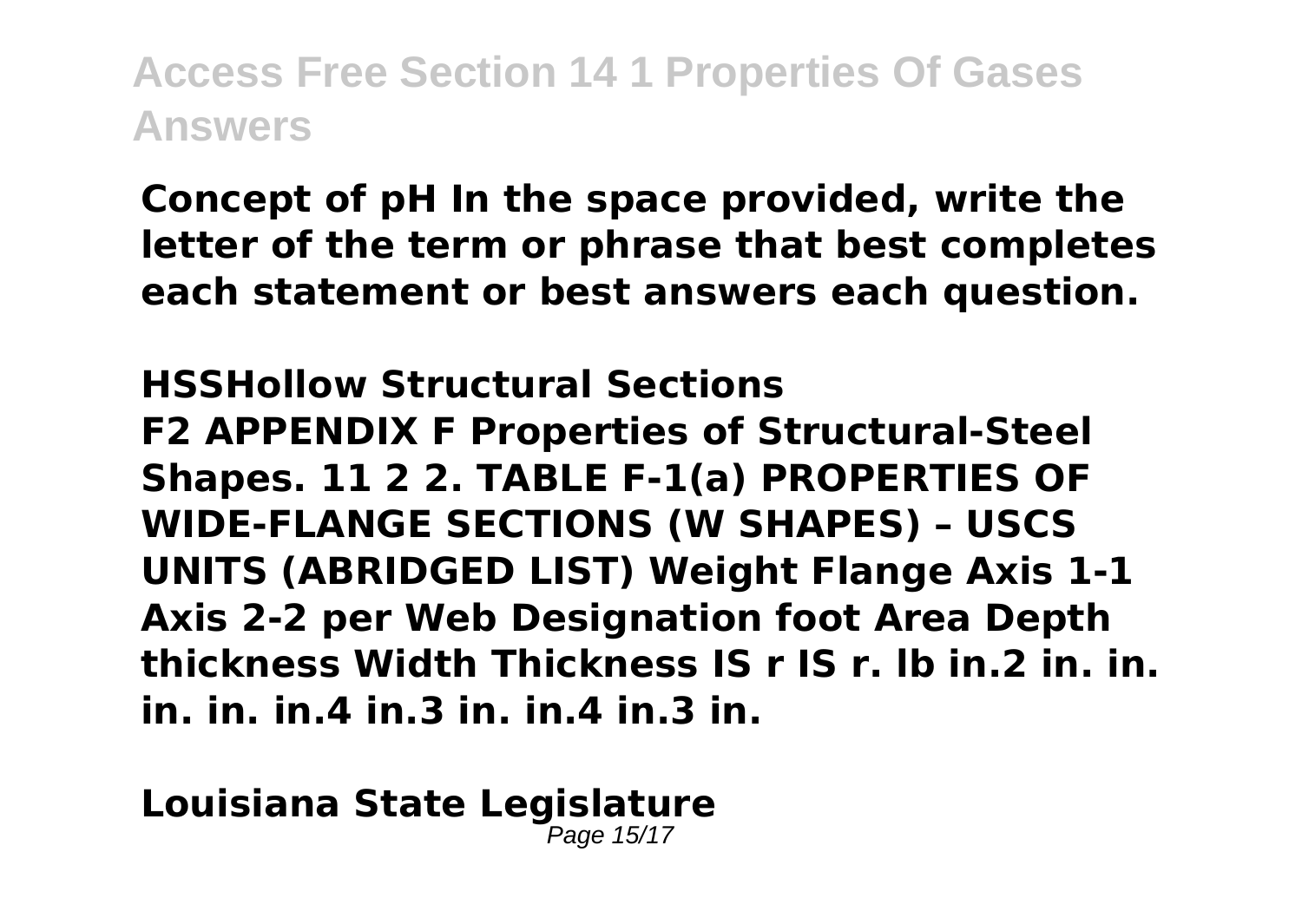**Concept of pH In the space provided, write the letter of the term or phrase that best completes each statement or best answers each question.**

**HSSHollow Structural Sections**

**F2 APPENDIX F Properties of Structural-Steel Shapes. 11 2 2. TABLE F-1(a) PROPERTIES OF WIDE-FLANGE SECTIONS (W SHAPES) – USCS UNITS (ABRIDGED LIST) Weight Flange Axis 1-1 Axis 2-2 per Web Designation foot Area Depth thickness Width Thickness IS r IS r. lb in.2 in. in. in. in. in.4 in.3 in. in.4 in.3 in.**

**Louisiana State Legislature**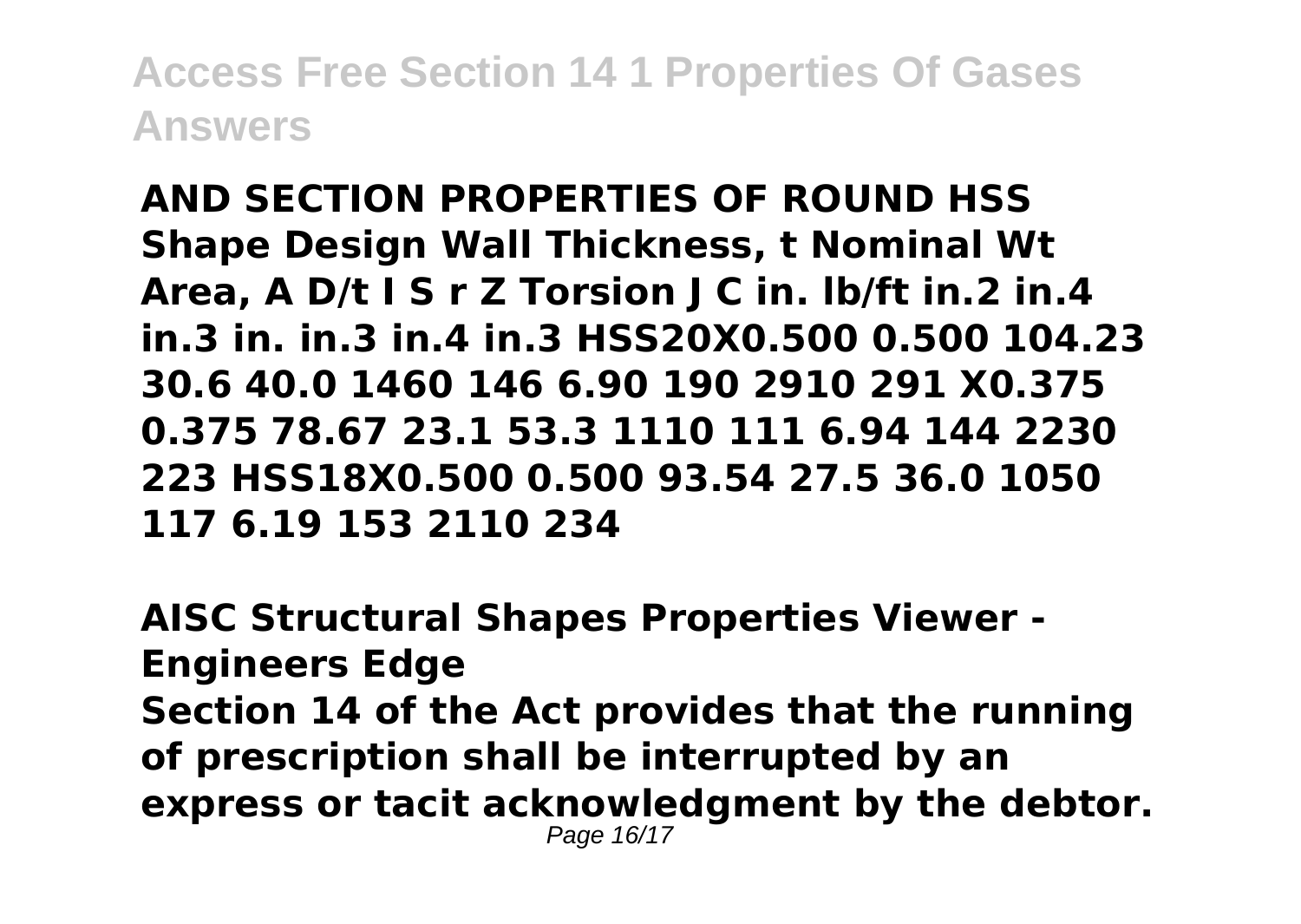**AND SECTION PROPERTIES OF ROUND HSS Shape Design Wall Thickness, t Nominal Wt Area, A D/t I S r Z Torsion J C in. lb/ft in.2 in.4 in.3 in. in.3 in.4 in.3 HSS20X0.500 0.500 104.23 30.6 40.0 1460 146 6.90 190 2910 291 X0.375 0.375 78.67 23.1 53.3 1110 111 6.94 144 2230 223 HSS18X0.500 0.500 93.54 27.5 36.0 1050 117 6.19 153 2110 234**

**AISC Structural Shapes Properties Viewer - Engineers Edge**

**Section 14 of the Act provides that the running of prescription shall be interrupted by an express or tacit acknowledgment by the debtor.**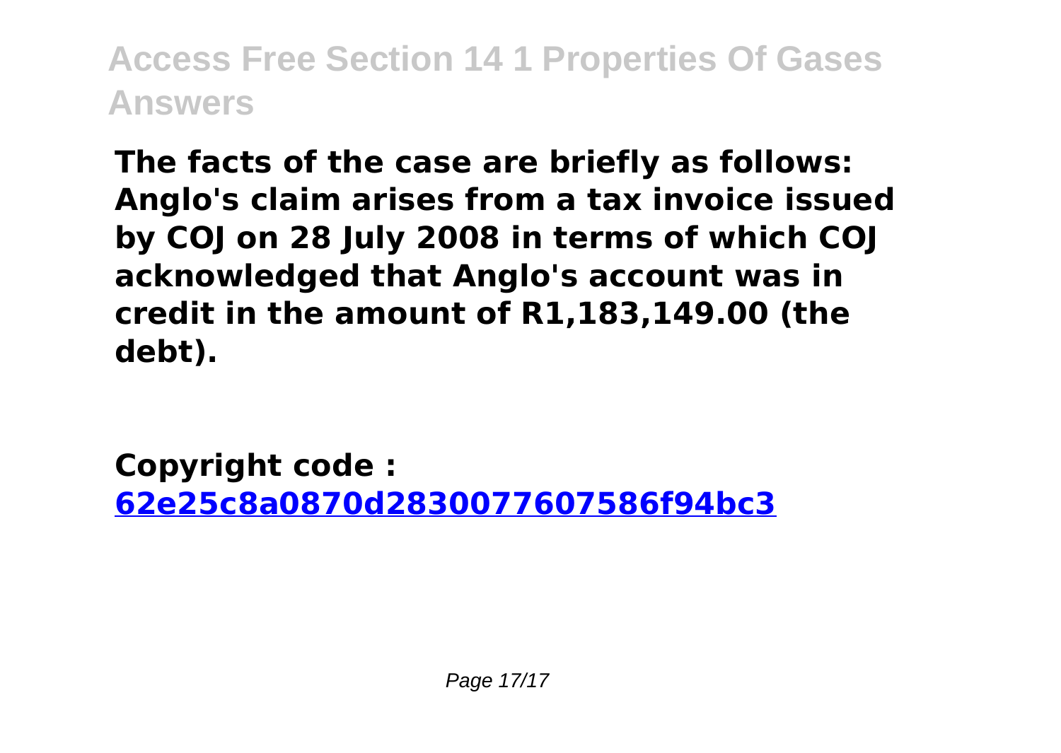**The facts of the case are briefly as follows: Anglo's claim arises from a tax invoice issued by COJ on 28 July 2008 in terms of which COJ acknowledged that Anglo's account was in credit in the amount of R1,183,149.00 (the debt).**

**Copyright code : 62e25c8a0870d2830077607586f94bc3**